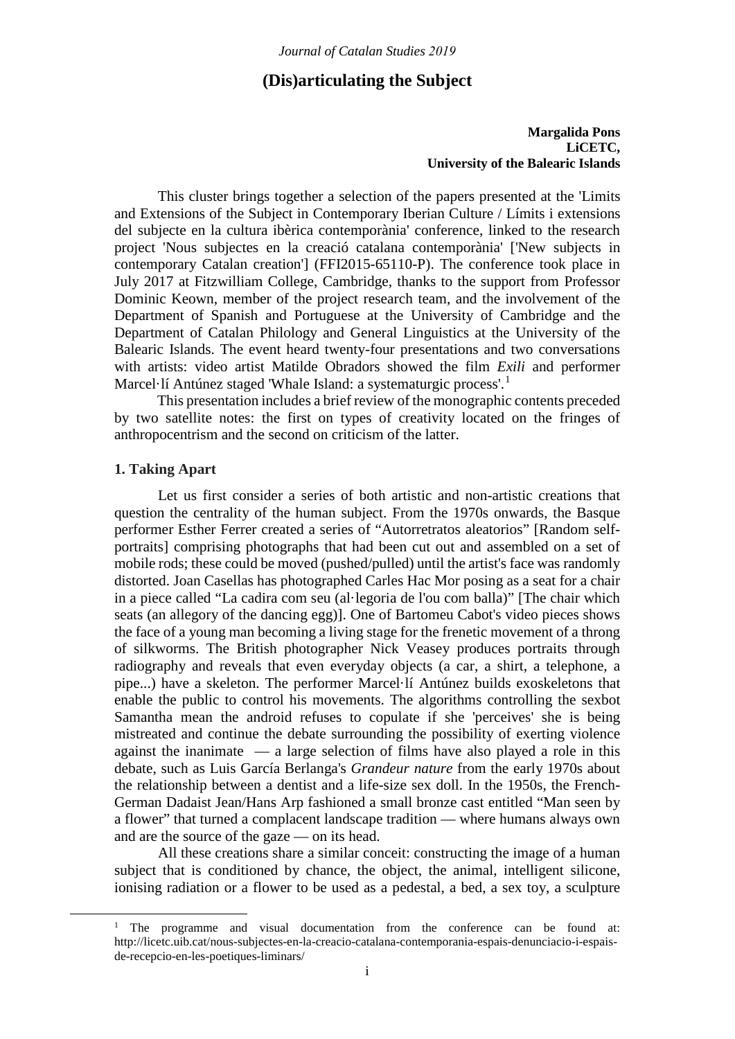# (Dis)articulating the Subject

**Margalida Pons**
**LiCETC,**
**University of the Balearic Islands**

This cluster brings together a selection of the papers presented at the 'Limits and Extensions of the Subject in Contemporary Iberian Culture / Límits i extensions del subjecte en la cultura ibèrica contemporània' conference, linked to the research project 'Nous subjectes en la creació catalana contemporània' ['New subjects in contemporary Catalan creation'] (FFI2015-65110-P). The conference took place in July 2017 at Fitzwilliam College, Cambridge, thanks to the support from Professor Dominic Keown, member of the project research team, and the involvement of the Department of Spanish and Portuguese at the University of Cambridge and the Department of Catalan Philology and General Linguistics at the University of the Balearic Islands. The event heard twenty-four presentations and two conversations with artists: video artist Matilde Obradors showed the film *Exili* and performer Marcel·lí Antúnez staged 'Whale Island: a systematurgic process'.[1]

This presentation includes a brief review of the monographic contents preceded by two satellite notes: the first on types of creativity located on the fringes of anthropocentrism and the second on criticism of the latter.

## 1. Taking Apart

Let us first consider a series of both artistic and non-artistic creations that question the centrality of the human subject. From the 1970s onwards, the Basque performer Esther Ferrer created a series of "Autorretratos aleatorios" [Random self-portraits] comprising photographs that had been cut out and assembled on a set of mobile rods; these could be moved (pushed/pulled) until the artist's face was randomly distorted. Joan Casellas has photographed Carles Hac Mor posing as a seat for a chair in a piece called "La cadira com seu (al·legoria de l'ou com balla)" [The chair which seats (an allegory of the dancing egg)]. One of Bartomeu Cabot's video pieces shows the face of a young man becoming a living stage for the frenetic movement of a throng of silkworms. The British photographer Nick Veasey produces portraits through radiography and reveals that even everyday objects (a car, a shirt, a telephone, a pipe...) have a skeleton. The performer Marcel·lí Antúnez builds exoskeletons that enable the public to control his movements. The algorithms controlling the sexbot Samantha mean the android refuses to copulate if she 'perceives' she is being mistreated and continue the debate surrounding the possibility of exerting violence against the inanimate — a large selection of films have also played a role in this debate, such as Luis García Berlanga's *Grandeur nature* from the early 1970s about the relationship between a dentist and a life-size sex doll. In the 1950s, the French-German Dadaist Jean/Hans Arp fashioned a small bronze cast entitled "Man seen by a flower" that turned a complacent landscape tradition — where humans always own and are the source of the gaze — on its head.

All these creations share a similar conceit: constructing the image of a human subject that is conditioned by chance, the object, the animal, intelligent silicone, ionising radiation or a flower to be used as a pedestal, a bed, a sex toy, a sculpture

---

[1] The programme and visual documentation from the conference can be found at: http://licetc.uib.cat/nous-subjectes-en-la-creacio-catalana-contemporania-espais-denunciacio-i-espais-de-recepcio-en-les-poetiques-liminars/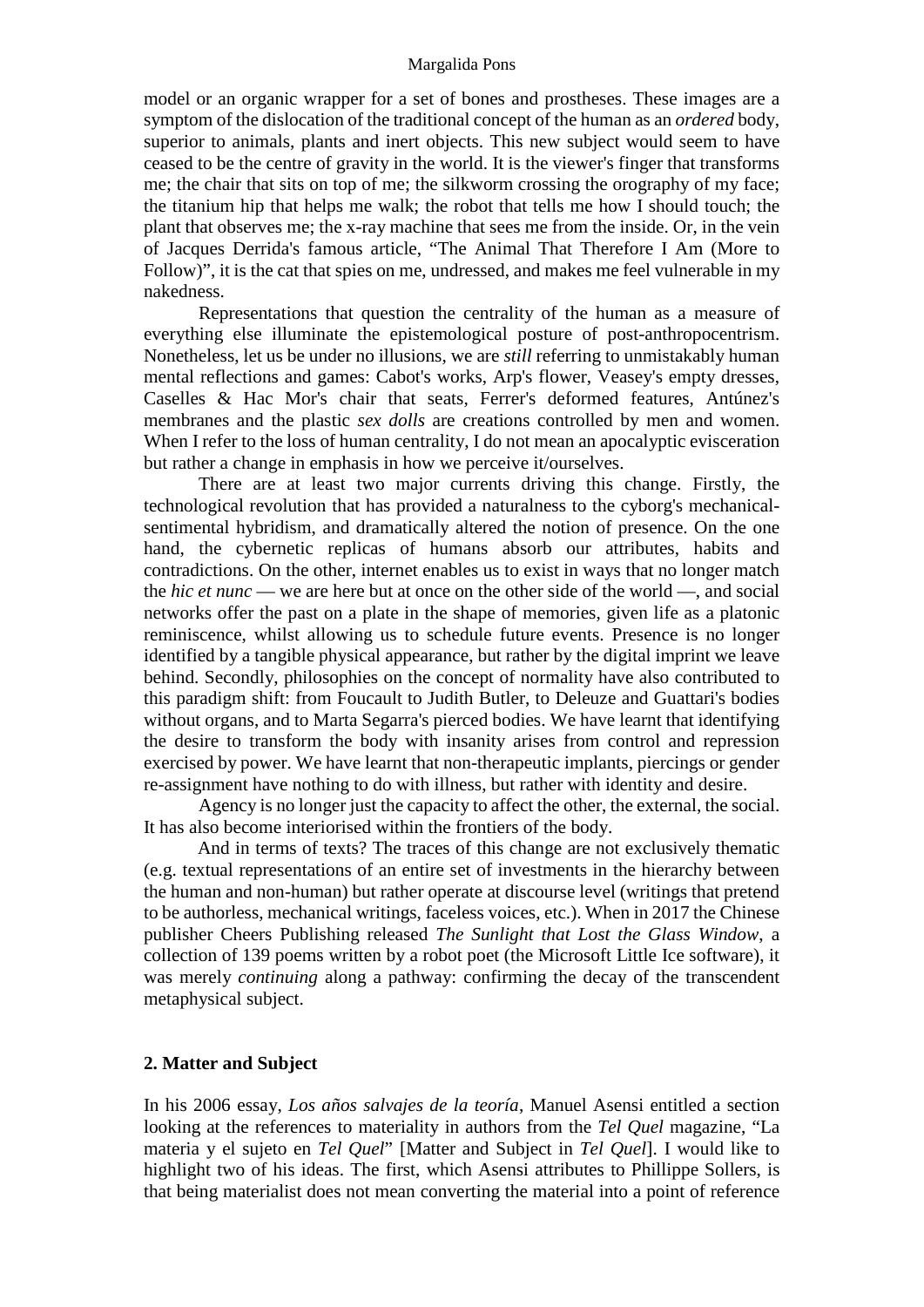model or an organic wrapper for a set of bones and prostheses. These images are a symptom of the dislocation of the traditional concept of the human as an *ordered* body, superior to animals, plants and inert objects. This new subject would seem to have ceased to be the centre of gravity in the world. It is the viewer's finger that transforms me; the chair that sits on top of me; the silkworm crossing the orography of my face; the titanium hip that helps me walk; the robot that tells me how I should touch; the plant that observes me; the x-ray machine that sees me from the inside. Or, in the vein of Jacques Derrida's famous article, "The Animal That Therefore I Am (More to Follow)", it is the cat that spies on me, undressed, and makes me feel vulnerable in my nakedness.

Representations that question the centrality of the human as a measure of everything else illuminate the epistemological posture of post-anthropocentrism. Nonetheless, let us be under no illusions, we are *still* referring to unmistakably human mental reflections and games: Cabot's works, Arp's flower, Veasey's empty dresses, Caselles & Hac Mor's chair that seats, Ferrer's deformed features, Antúnez's membranes and the plastic *sex dolls* are creations controlled by men and women. When I refer to the loss of human centrality, I do not mean an apocalyptic evisceration but rather a change in emphasis in how we perceive it/ourselves.

There are at least two major currents driving this change. Firstly, the technological revolution that has provided a naturalness to the cyborg's mechanical-sentimental hybridism, and dramatically altered the notion of presence. On the one hand, the cybernetic replicas of humans absorb our attributes, habits and contradictions. On the other, internet enables us to exist in ways that no longer match the *hic et nunc* — we are here but at once on the other side of the world —, and social networks offer the past on a plate in the shape of memories, given life as a platonic reminiscence, whilst allowing us to schedule future events. Presence is no longer identified by a tangible physical appearance, but rather by the digital imprint we leave behind. Secondly, philosophies on the concept of normality have also contributed to this paradigm shift: from Foucault to Judith Butler, to Deleuze and Guattari's bodies without organs, and to Marta Segarra's pierced bodies. We have learnt that identifying the desire to transform the body with insanity arises from control and repression exercised by power. We have learnt that non-therapeutic implants, piercings or gender re-assignment have nothing to do with illness, but rather with identity and desire.

Agency is no longer just the capacity to affect the other, the external, the social. It has also become interiorised within the frontiers of the body.

And in terms of texts? The traces of this change are not exclusively thematic (e.g. textual representations of an entire set of investments in the hierarchy between the human and non-human) but rather operate at discourse level (writings that pretend to be authorless, mechanical writings, faceless voices, etc.). When in 2017 the Chinese publisher Cheers Publishing released *The Sunlight that Lost the Glass Window*, a collection of 139 poems written by a robot poet (the Microsoft Little Ice software), it was merely *continuing* along a pathway: confirming the decay of the transcendent metaphysical subject.

## 2. Matter and Subject

In his 2006 essay, *Los años salvajes de la teoría*, Manuel Asensi entitled a section looking at the references to materiality in authors from the *Tel Quel* magazine, "La materia y el sujeto en *Tel Quel*" [Matter and Subject in *Tel Quel*]. I would like to highlight two of his ideas. The first, which Asensi attributes to Phillippe Sollers, is that being materialist does not mean converting the material into a point of reference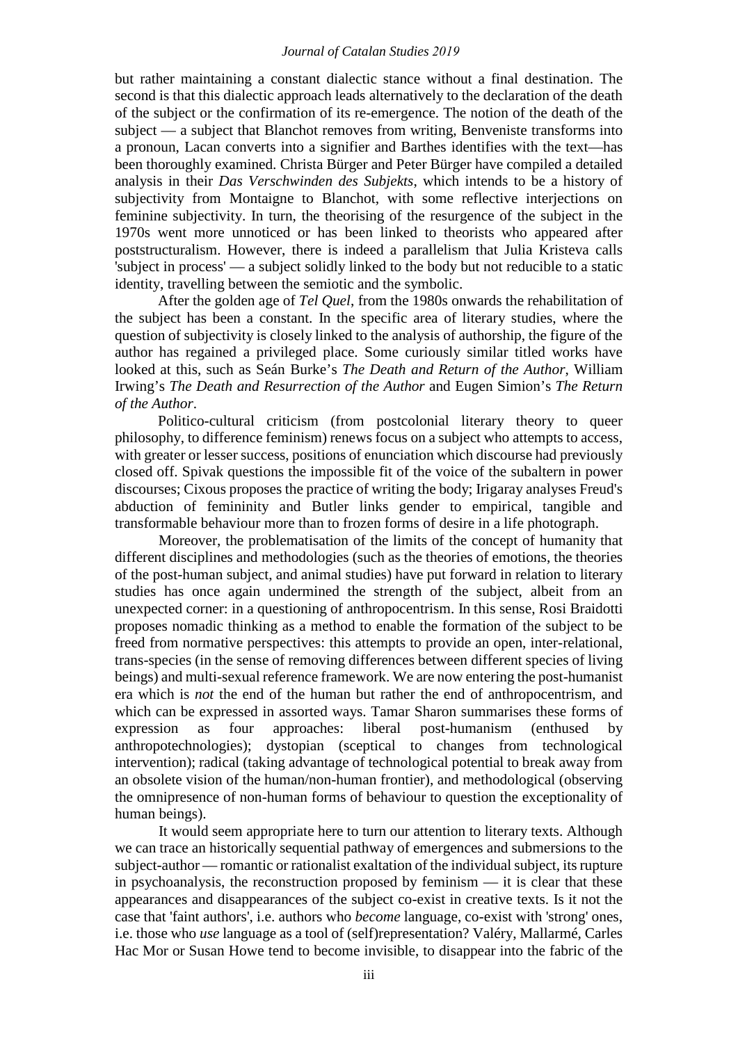but rather maintaining a constant dialectic stance without a final destination. The second is that this dialectic approach leads alternatively to the declaration of the death of the subject or the confirmation of its re-emergence. The notion of the death of the subject — a subject that Blanchot removes from writing, Benveniste transforms into a pronoun, Lacan converts into a signifier and Barthes identifies with the text—has been thoroughly examined. Christa Bürger and Peter Bürger have compiled a detailed analysis in their *Das Verschwinden des Subjekts*, which intends to be a history of subjectivity from Montaigne to Blanchot, with some reflective interjections on feminine subjectivity. In turn, the theorising of the resurgence of the subject in the 1970s went more unnoticed or has been linked to theorists who appeared after poststructuralism. However, there is indeed a parallelism that Julia Kristeva calls 'subject in process' — a subject solidly linked to the body but not reducible to a static identity, travelling between the semiotic and the symbolic.

After the golden age of *Tel Quel*, from the 1980s onwards the rehabilitation of the subject has been a constant. In the specific area of literary studies, where the question of subjectivity is closely linked to the analysis of authorship, the figure of the author has regained a privileged place. Some curiously similar titled works have looked at this, such as Seán Burke's *The Death and Return of the Author*, William Irwing's *The Death and Resurrection of the Author* and Eugen Simion's *The Return of the Author*.

Politico-cultural criticism (from postcolonial literary theory to queer philosophy, to difference feminism) renews focus on a subject who attempts to access, with greater or lesser success, positions of enunciation which discourse had previously closed off. Spivak questions the impossible fit of the voice of the subaltern in power discourses; Cixous proposes the practice of writing the body; Irigaray analyses Freud's abduction of femininity and Butler links gender to empirical, tangible and transformable behaviour more than to frozen forms of desire in a life photograph.

Moreover, the problematisation of the limits of the concept of humanity that different disciplines and methodologies (such as the theories of emotions, the theories of the post-human subject, and animal studies) have put forward in relation to literary studies has once again undermined the strength of the subject, albeit from an unexpected corner: in a questioning of anthropocentrism. In this sense, Rosi Braidotti proposes nomadic thinking as a method to enable the formation of the subject to be freed from normative perspectives: this attempts to provide an open, inter-relational, trans-species (in the sense of removing differences between different species of living beings) and multi-sexual reference framework. We are now entering the post-humanist era which is *not* the end of the human but rather the end of anthropocentrism, and which can be expressed in assorted ways. Tamar Sharon summarises these forms of expression as four approaches: liberal post-humanism (enthused by anthropotechnologies); dystopian (sceptical to changes from technological intervention); radical (taking advantage of technological potential to break away from an obsolete vision of the human/non-human frontier), and methodological (observing the omnipresence of non-human forms of behaviour to question the exceptionality of human beings).

It would seem appropriate here to turn our attention to literary texts. Although we can trace an historically sequential pathway of emergences and submersions to the subject-author — romantic or rationalist exaltation of the individual subject, its rupture in psychoanalysis, the reconstruction proposed by feminism — it is clear that these appearances and disappearances of the subject co-exist in creative texts. Is it not the case that 'faint authors', i.e. authors who *become* language, co-exist with 'strong' ones, i.e. those who *use* language as a tool of (self)representation? Valéry, Mallarmé, Carles Hac Mor or Susan Howe tend to become invisible, to disappear into the fabric of the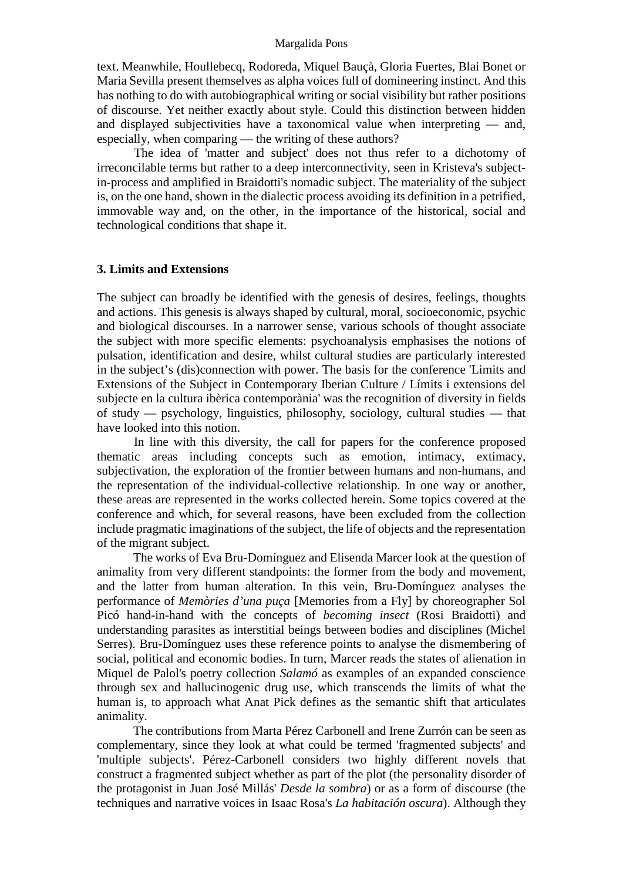text. Meanwhile, Houllebecq, Rodoreda, Miquel Bauçà, Gloria Fuertes, Blai Bonet or Maria Sevilla present themselves as alpha voices full of domineering instinct. And this has nothing to do with autobiographical writing or social visibility but rather positions of discourse. Yet neither exactly about style. Could this distinction between hidden and displayed subjectivities have a taxonomical value when interpreting — and, especially, when comparing — the writing of these authors?

The idea of 'matter and subject' does not thus refer to a dichotomy of irreconcilable terms but rather to a deep interconnectivity, seen in Kristeva's subject-in-process and amplified in Braidotti's nomadic subject. The materiality of the subject is, on the one hand, shown in the dialectic process avoiding its definition in a petrified, immovable way and, on the other, in the importance of the historical, social and technological conditions that shape it.

### 3. Limits and Extensions

The subject can broadly be identified with the genesis of desires, feelings, thoughts and actions. This genesis is always shaped by cultural, moral, socioeconomic, psychic and biological discourses. In a narrower sense, various schools of thought associate the subject with more specific elements: psychoanalysis emphasises the notions of pulsation, identification and desire, whilst cultural studies are particularly interested in the subject's (dis)connection with power. The basis for the conference 'Limits and Extensions of the Subject in Contemporary Iberian Culture / Límits i extensions del subjecte en la cultura ibèrica contemporània' was the recognition of diversity in fields of study — psychology, linguistics, philosophy, sociology, cultural studies — that have looked into this notion.

In line with this diversity, the call for papers for the conference proposed thematic areas including concepts such as emotion, intimacy, extimacy, subjectivation, the exploration of the frontier between humans and non-humans, and the representation of the individual-collective relationship. In one way or another, these areas are represented in the works collected herein. Some topics covered at the conference and which, for several reasons, have been excluded from the collection include pragmatic imaginations of the subject, the life of objects and the representation of the migrant subject.

The works of Eva Bru-Domínguez and Elisenda Marcer look at the question of animality from very different standpoints: the former from the body and movement, and the latter from human alteration. In this vein, Bru-Domínguez analyses the performance of *Memòries d'una puça* [Memories from a Fly] by choreographer Sol Picó hand-in-hand with the concepts of *becoming insect* (Rosi Braidotti) and understanding parasites as interstitial beings between bodies and disciplines (Michel Serres). Bru-Domínguez uses these reference points to analyse the dismembering of social, political and economic bodies. In turn, Marcer reads the states of alienation in Miquel de Palol's poetry collection *Salamó* as examples of an expanded conscience through sex and hallucinogenic drug use, which transcends the limits of what the human is, to approach what Anat Pick defines as the semantic shift that articulates animality.

The contributions from Marta Pérez Carbonell and Irene Zurrón can be seen as complementary, since they look at what could be termed 'fragmented subjects' and 'multiple subjects'. Pérez-Carbonell considers two highly different novels that construct a fragmented subject whether as part of the plot (the personality disorder of the protagonist in Juan José Millás' *Desde la sombra*) or as a form of discourse (the techniques and narrative voices in Isaac Rosa's *La habitación oscura*). Although they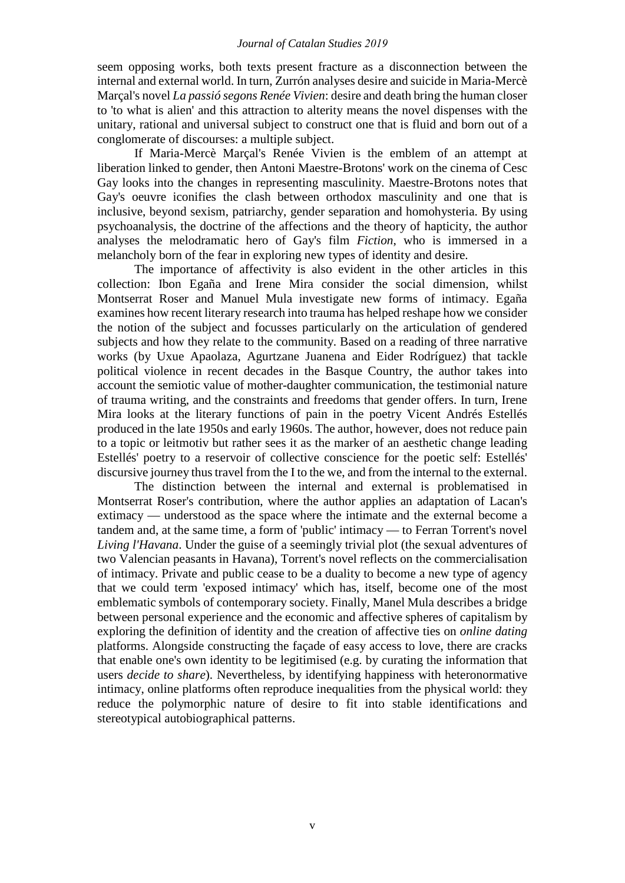seem opposing works, both texts present fracture as a disconnection between the internal and external world. In turn, Zurrón analyses desire and suicide in Maria-Mercè Marçal's novel *La passió segons Renée Vivien*: desire and death bring the human closer to 'to what is alien' and this attraction to alterity means the novel dispenses with the unitary, rational and universal subject to construct one that is fluid and born out of a conglomerate of discourses: a multiple subject.

If Maria-Mercè Marçal's Renée Vivien is the emblem of an attempt at liberation linked to gender, then Antoni Maestre-Brotons' work on the cinema of Cesc Gay looks into the changes in representing masculinity. Maestre-Brotons notes that Gay's oeuvre iconifies the clash between orthodox masculinity and one that is inclusive, beyond sexism, patriarchy, gender separation and homohysteria. By using psychoanalysis, the doctrine of the affections and the theory of hapticity, the author analyses the melodramatic hero of Gay's film *Fiction*, who is immersed in a melancholy born of the fear in exploring new types of identity and desire.

The importance of affectivity is also evident in the other articles in this collection: Ibon Egaña and Irene Mira consider the social dimension, whilst Montserrat Roser and Manuel Mula investigate new forms of intimacy. Egaña examines how recent literary research into trauma has helped reshape how we consider the notion of the subject and focusses particularly on the articulation of gendered subjects and how they relate to the community. Based on a reading of three narrative works (by Uxue Apaolaza, Agurtzane Juanena and Eider Rodríguez) that tackle political violence in recent decades in the Basque Country, the author takes into account the semiotic value of mother-daughter communication, the testimonial nature of trauma writing, and the constraints and freedoms that gender offers. In turn, Irene Mira looks at the literary functions of pain in the poetry Vicent Andrés Estellés produced in the late 1950s and early 1960s. The author, however, does not reduce pain to a topic or leitmotiv but rather sees it as the marker of an aesthetic change leading Estellés' poetry to a reservoir of collective conscience for the poetic self: Estellés' discursive journey thus travel from the I to the we, and from the internal to the external.

The distinction between the internal and external is problematised in Montserrat Roser's contribution, where the author applies an adaptation of Lacan's extimacy — understood as the space where the intimate and the external become a tandem and, at the same time, a form of 'public' intimacy — to Ferran Torrent's novel *Living l'Havana*. Under the guise of a seemingly trivial plot (the sexual adventures of two Valencian peasants in Havana), Torrent's novel reflects on the commercialisation of intimacy. Private and public cease to be a duality to become a new type of agency that we could term 'exposed intimacy' which has, itself, become one of the most emblematic symbols of contemporary society. Finally, Manel Mula describes a bridge between personal experience and the economic and affective spheres of capitalism by exploring the definition of identity and the creation of affective ties on *online dating* platforms. Alongside constructing the façade of easy access to love, there are cracks that enable one's own identity to be legitimised (e.g. by curating the information that users *decide to share*). Nevertheless, by identifying happiness with heteronormative intimacy, online platforms often reproduce inequalities from the physical world: they reduce the polymorphic nature of desire to fit into stable identifications and stereotypical autobiographical patterns.